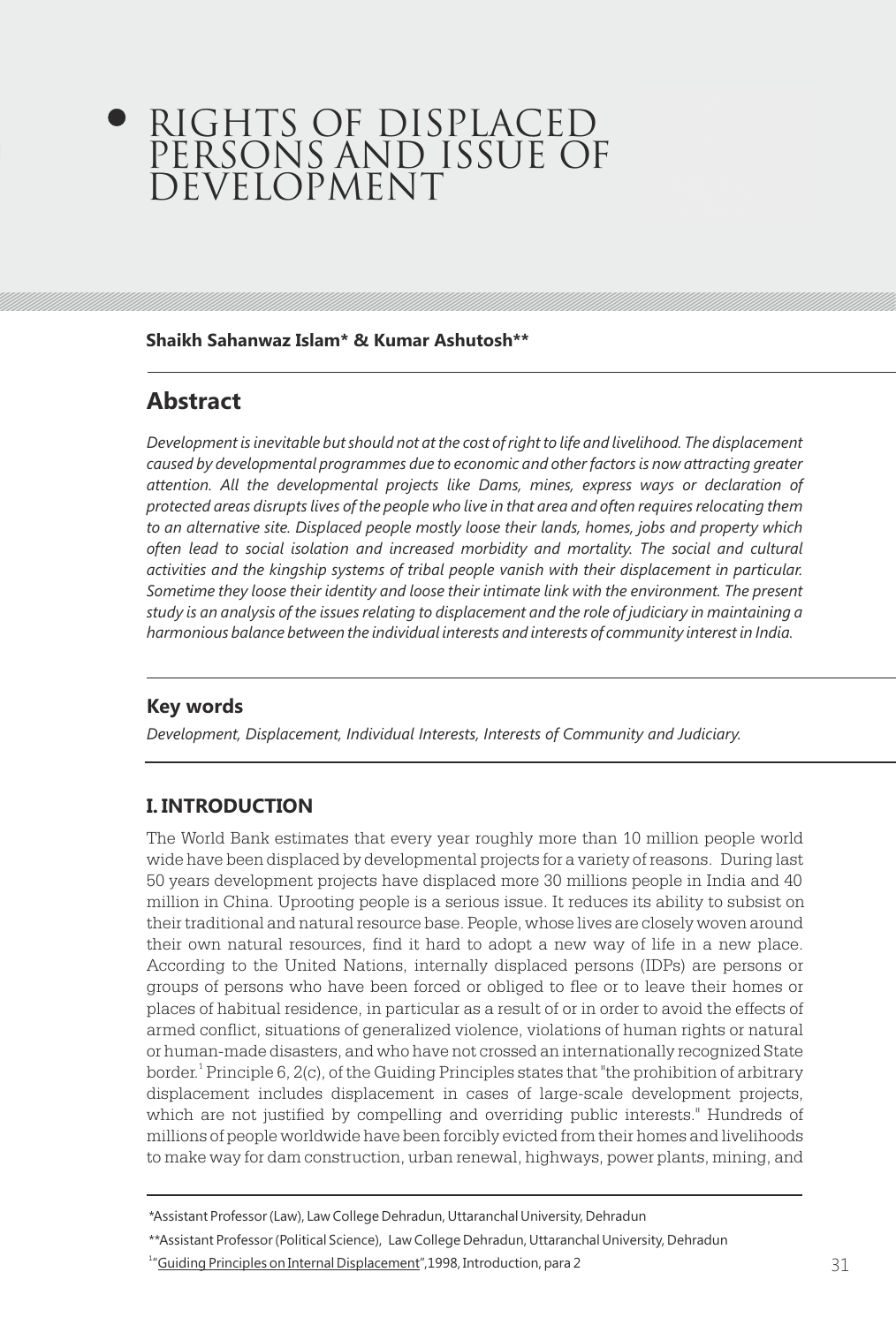# RIGHTS OF DISPLACED PERSONS AND ISSUE OF DEVELOPMENT

**Shaikh Sahanwaz Islam* & Kumar Ashutosh****

## Abstract

*Development is inevitable but should not at the cost of right to life and livelihood. The displacement caused by developmental programmes due to economic and other factors is now attracting greater attention. All the developmental projects like Dams, mines, express ways or declaration of protected areas disrupts lives of the people who live in that area and often requires relocating them to an alternative site. Displaced people mostly loose their lands, homes, jobs and property which often lead to social isolation and increased morbidity and mortality. The social and cultural activities and the kingship systems of tribal people vanish with their displacement in particular. Sometime they loose their identity and loose their intimate link with the environment. The present study is an analysis of the issues relating to displacement and the role of judiciary in maintaining a harmonious balance between the individual interests and interests of community interest in India.*

### Key words

*Development, Displacement, Individual Interests, Interests of Community and Judiciary.*

## I. INTRODUCTION

The World Bank estimates that every year roughly more than 10 million people world wide have been displaced by developmental projects for a variety of reasons. During last 50 years development projects have displaced more 30 millions people in India and 40 million in China. Uprooting people is a serious issue. It reduces its ability to subsist on their traditional and natural resource base. People, whose lives are closely woven around their own natural resources, find it hard to adopt a new way of life in a new place. According to the United Nations, internally displaced persons (IDPs) are persons or groups of persons who have been forced or obliged to flee or to leave their homes or places of habitual residence, in particular as a result of or in order to avoid the effects of armed conflict, situations of generalized violence, violations of human rights or natural or human-made disasters, and who have not crossed an internationally recognized State border.[1] Principle 6, 2(c), of the Guiding Principles states that "the prohibition of arbitrary displacement includes displacement in cases of large-scale development projects, which are not justified by compelling and overriding public interests." Hundreds of millions of people worldwide have been forcibly evicted from their homes and livelihoods to make way for dam construction, urban renewal, highways, power plants, mining, and

---

*Assistant Professor (Law), Law College Dehradun, Uttaranchal University, Dehradun

**Assistant Professor (Political Science), Law College Dehradun, Uttaranchal University, Dehradun

[1] "Guiding Principles on Internal Displacement",1998, Introduction, para 2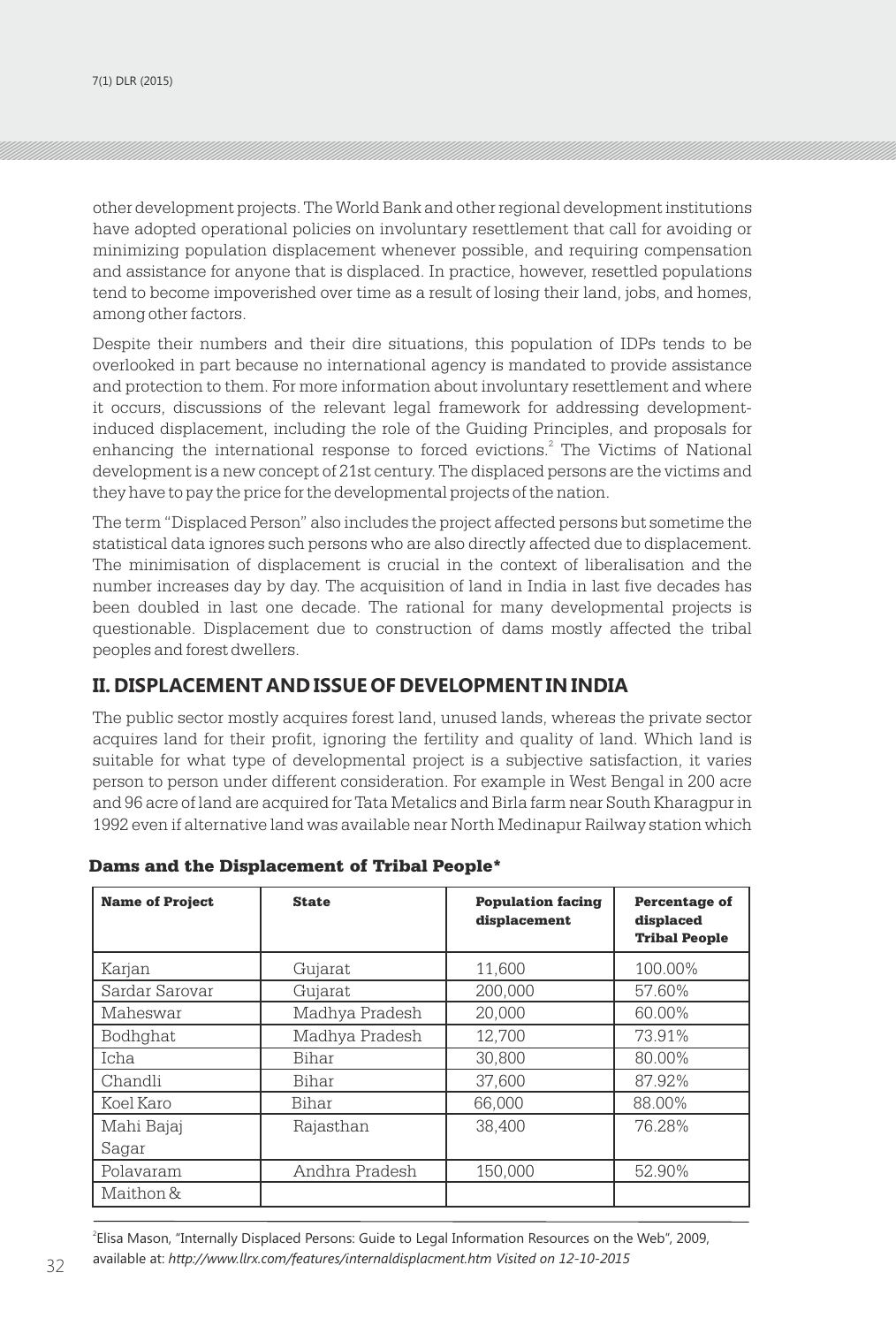other development projects. The World Bank and other regional development institutions have adopted operational policies on involuntary resettlement that call for avoiding or minimizing population displacement whenever possible, and requiring compensation and assistance for anyone that is displaced. In practice, however, resettled populations tend to become impoverished over time as a result of losing their land, jobs, and homes, among other factors.

Despite their numbers and their dire situations, this population of IDPs tends to be overlooked in part because no international agency is mandated to provide assistance and protection to them. For more information about involuntary resettlement and where it occurs, discussions of the relevant legal framework for addressing development-induced displacement, including the role of the Guiding Principles, and proposals for enhancing the international response to forced evictions.[2] The Victims of National development is a new concept of 21st century. The displaced persons are the victims and they have to pay the price for the developmental projects of the nation.

The term "Displaced Person" also includes the project affected persons but sometime the statistical data ignores such persons who are also directly affected due to displacement. The minimisation of displacement is crucial in the context of liberalisation and the number increases day by day. The acquisition of land in India in last five decades has been doubled in last one decade. The rational for many developmental projects is questionable. Displacement due to construction of dams mostly affected the tribal peoples and forest dwellers.

## II. DISPLACEMENT AND ISSUE OF DEVELOPMENT IN INDIA

The public sector mostly acquires forest land, unused lands, whereas the private sector acquires land for their profit, ignoring the fertility and quality of land. Which land is suitable for what type of developmental project is a subjective satisfaction, it varies person to person under different consideration. For example in West Bengal in 200 acre and 96 acre of land are acquired for Tata Metalics and Birla farm near South Kharagpur in 1992 even if alternative land was available near North Medinapur Railway station which

**Dams and the Displacement of Tribal People***

| Name of Project | State | Population facing displacement | Percentage of displaced Tribal People |
|---|---|---|---|
| Karjan | Gujarat | 11,600 | 100.00% |
| Sardar Sarovar | Gujarat | 200,000 | 57.60% |
| Maheswar | Madhya Pradesh | 20,000 | 60.00% |
| Bodhghat | Madhya Pradesh | 12,700 | 73.91% |
| Icha | Bihar | 30,800 | 80.00% |
| Chandli | Bihar | 37,600 | 87.92% |
| Koel Karo | Bihar | 66,000 | 88.00% |
| Mahi Bajaj Sagar | Rajasthan | 38,400 | 76.28% |
| Polavaram | Andhra Pradesh | 150,000 | 52.90% |
| Maithon & | | | |

[2] Elisa Mason, "Internally Displaced Persons: Guide to Legal Information Resources on the Web", 2009, available at: *http://www.llrx.com/features/internaldisplacment.htm Visited on 12-10-2015*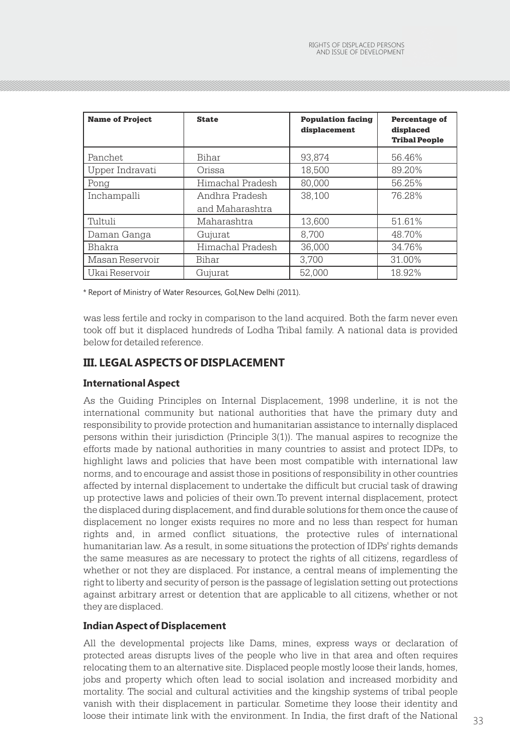| Name of Project | State | Population facing displacement | Percentage of displaced Tribal People |
|---|---|---|---|
| Panchet | Bihar | 93,874 | 56.46% |
| Upper Indravati | Orissa | 18,500 | 89.20% |
| Pong | Himachal Pradesh | 80,000 | 56.25% |
| Inchampalli | Andhra Pradesh and Maharashtra | 38,100 | 76.28% |
| Tultuli | Maharashtra | 13,600 | 51.61% |
| Daman Ganga | Gujurat | 8,700 | 48.70% |
| Bhakra | Himachal Pradesh | 36,000 | 34.76% |
| Masan Reservoir | Bihar | 3,700 | 31.00% |
| Ukai Reservoir | Gujurat | 52,000 | 18.92% |

* Report of Ministry of Water Resources, GoI,New Delhi (2011).

was less fertile and rocky in comparison to the land acquired. Both the farm never even took off but it displaced hundreds of Lodha Tribal family. A national data is provided below for detailed reference.

## III. LEGAL ASPECTS OF DISPLACEMENT

### International Aspect

As the Guiding Principles on Internal Displacement, 1998 underline, it is not the international community but national authorities that have the primary duty and responsibility to provide protection and humanitarian assistance to internally displaced persons within their jurisdiction (Principle 3(1)). The manual aspires to recognize the efforts made by national authorities in many countries to assist and protect IDPs, to highlight laws and policies that have been most compatible with international law norms, and to encourage and assist those in positions of responsibility in other countries affected by internal displacement to undertake the difficult but crucial task of drawing up protective laws and policies of their own.To prevent internal displacement, protect the displaced during displacement, and find durable solutions for them once the cause of displacement no longer exists requires no more and no less than respect for human rights and, in armed conflict situations, the protective rules of international humanitarian law. As a result, in some situations the protection of IDPs' rights demands the same measures as are necessary to protect the rights of all citizens, regardless of whether or not they are displaced. For instance, a central means of implementing the right to liberty and security of person is the passage of legislation setting out protections against arbitrary arrest or detention that are applicable to all citizens, whether or not they are displaced.

### Indian Aspect of Displacement

All the developmental projects like Dams, mines, express ways or declaration of protected areas disrupts lives of the people who live in that area and often requires relocating them to an alternative site. Displaced people mostly loose their lands, homes, jobs and property which often lead to social isolation and increased morbidity and mortality. The social and cultural activities and the kingship systems of tribal people vanish with their displacement in particular. Sometime they loose their identity and loose their intimate link with the environment. In India, the first draft of the National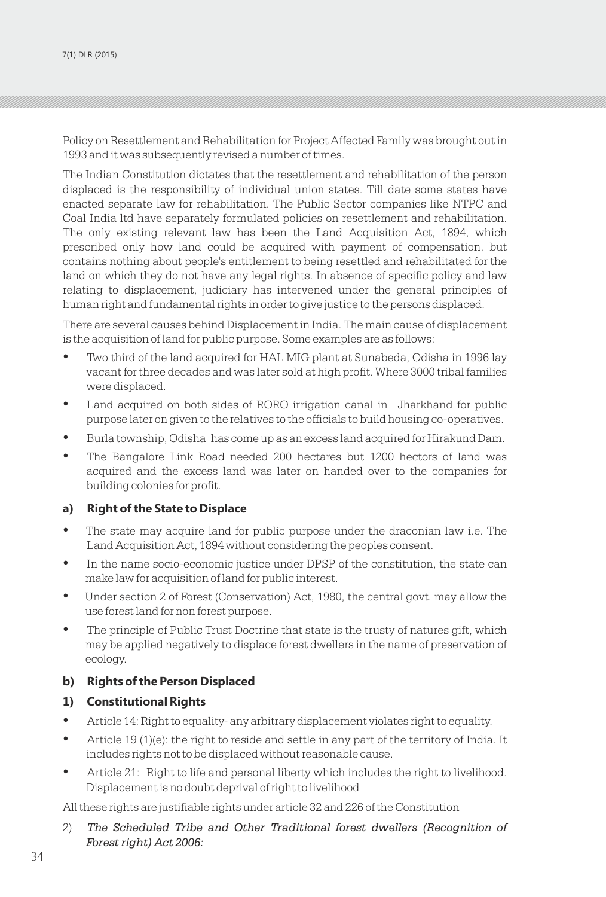Policy on Resettlement and Rehabilitation for Project Affected Family was brought out in 1993 and it was subsequently revised a number of times.

The Indian Constitution dictates that the resettlement and rehabilitation of the person displaced is the responsibility of individual union states. Till date some states have enacted separate law for rehabilitation. The Public Sector companies like NTPC and Coal India ltd have separately formulated policies on resettlement and rehabilitation. The only existing relevant law has been the Land Acquisition Act, 1894, which prescribed only how land could be acquired with payment of compensation, but contains nothing about people's entitlement to being resettled and rehabilitated for the land on which they do not have any legal rights. In absence of specific policy and law relating to displacement, judiciary has intervened under the general principles of human right and fundamental rights in order to give justice to the persons displaced.

There are several causes behind Displacement in India. The main cause of displacement is the acquisition of land for public purpose. Some examples are as follows:

- Two third of the land acquired for HAL MIG plant at Sunabeda, Odisha in 1996 lay vacant for three decades and was later sold at high profit. Where 3000 tribal families were displaced.
- Land acquired on both sides of RORO irrigation canal in Jharkhand for public purpose later on given to the relatives to the officials to build housing co-operatives.
- Burla township, Odisha has come up as an excess land acquired for Hirakund Dam.
- The Bangalore Link Road needed 200 hectares but 1200 hectors of land was acquired and the excess land was later on handed over to the companies for building colonies for profit.

### a) Right of the State to Displace

- The state may acquire land for public purpose under the draconian law i.e. The Land Acquisition Act, 1894 without considering the peoples consent.
- In the name socio-economic justice under DPSP of the constitution, the state can make law for acquisition of land for public interest.
- Under section 2 of Forest (Conservation) Act, 1980, the central govt. may allow the use forest land for non forest purpose.
- The principle of Public Trust Doctrine that state is the trusty of natures gift, which may be applied negatively to displace forest dwellers in the name of preservation of ecology.

### b) Rights of the Person Displaced

### 1) Constitutional Rights

- Article 14: Right to equality- any arbitrary displacement violates right to equality.
- Article 19 (1)(e): the right to reside and settle in any part of the territory of India. It includes rights not to be displaced without reasonable cause.
- Article 21: Right to life and personal liberty which includes the right to livelihood. Displacement is no doubt deprival of right to livelihood

All these rights are justifiable rights under article 32 and 226 of the Constitution

2) *The Scheduled Tribe and Other Traditional forest dwellers (Recognition of Forest right) Act 2006:*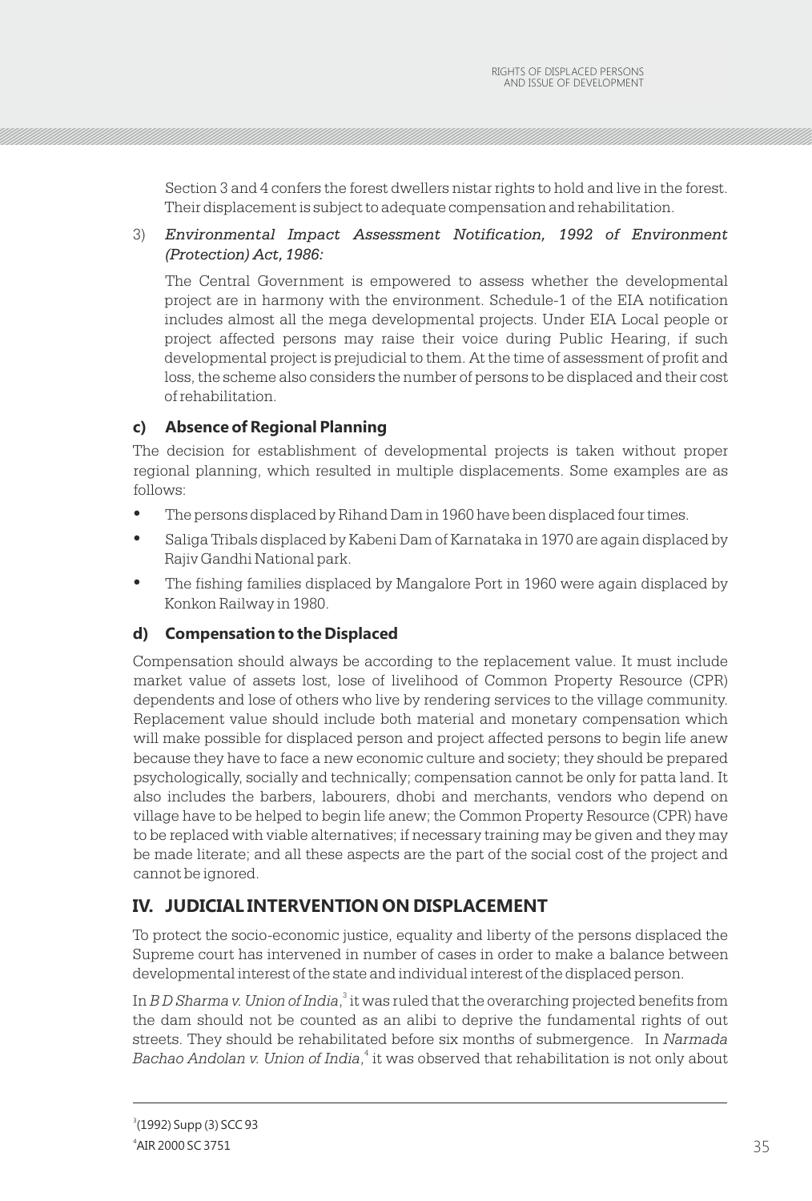Section 3 and 4 confers the forest dwellers nistar rights to hold and live in the forest. Their displacement is subject to adequate compensation and rehabilitation.

3) *Environmental Impact Assessment Notification, 1992 of Environment (Protection) Act, 1986:*

   The Central Government is empowered to assess whether the developmental project are in harmony with the environment. Schedule-1 of the EIA notification includes almost all the mega developmental projects. Under EIA Local people or project affected persons may raise their voice during Public Hearing, if such developmental project is prejudicial to them. At the time of assessment of profit and loss, the scheme also considers the number of persons to be displaced and their cost of rehabilitation.

### c) Absence of Regional Planning

The decision for establishment of developmental projects is taken without proper regional planning, which resulted in multiple displacements. Some examples are as follows:

- The persons displaced by Rihand Dam in 1960 have been displaced four times.
- Saliga Tribals displaced by Kabeni Dam of Karnataka in 1970 are again displaced by Rajiv Gandhi National park.
- The fishing families displaced by Mangalore Port in 1960 were again displaced by Konkon Railway in 1980.

### d) Compensation to the Displaced

Compensation should always be according to the replacement value. It must include market value of assets lost, lose of livelihood of Common Property Resource (CPR) dependents and lose of others who live by rendering services to the village community. Replacement value should include both material and monetary compensation which will make possible for displaced person and project affected persons to begin life anew because they have to face a new economic culture and society; they should be prepared psychologically, socially and technically; compensation cannot be only for patta land. It also includes the barbers, labourers, dhobi and merchants, vendors who depend on village have to be helped to begin life anew; the Common Property Resource (CPR) have to be replaced with viable alternatives; if necessary training may be given and they may be made literate; and all these aspects are the part of the social cost of the project and cannot be ignored.

## IV. JUDICIAL INTERVENTION ON DISPLACEMENT

To protect the socio-economic justice, equality and liberty of the persons displaced the Supreme court has intervened in number of cases in order to make a balance between developmental interest of the state and individual interest of the displaced person.

In *B D Sharma v. Union of India*,[3] it was ruled that the overarching projected benefits from the dam should not be counted as an alibi to deprive the fundamental rights of out streets. They should be rehabilitated before six months of submergence. In *Narmada Bachao Andolan v. Union of India*,[4] it was observed that rehabilitation is not only about

---

[3] (1992) Supp (3) SCC 93

[4] AIR 2000 SC 3751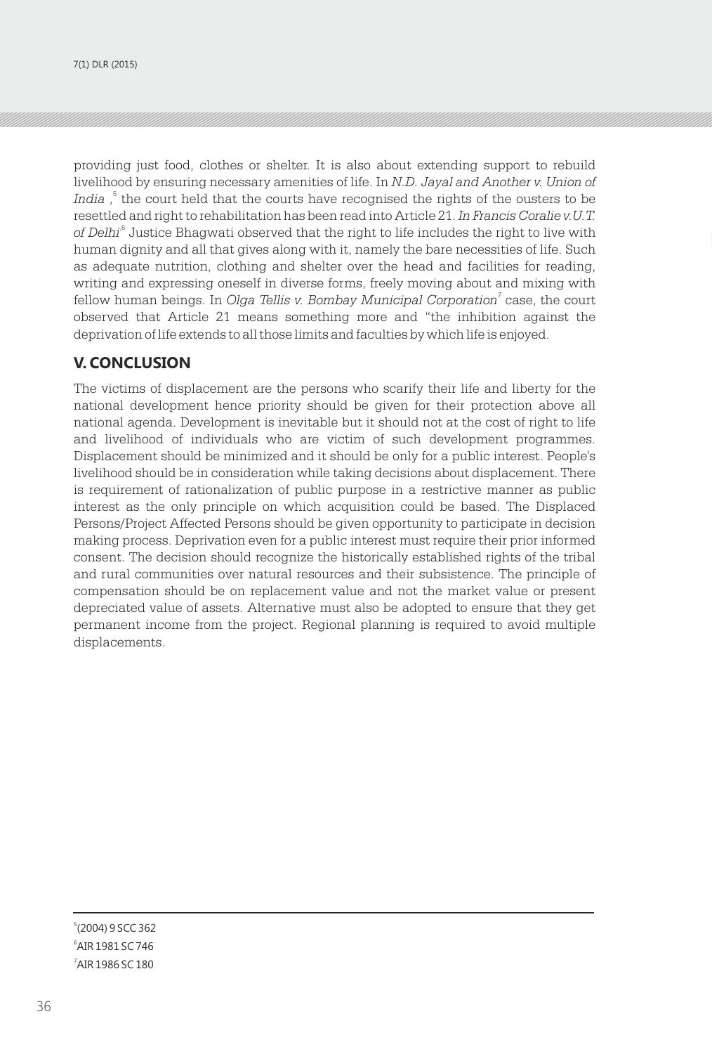providing just food, clothes or shelter. It is also about extending support to rebuild livelihood by ensuring necessary amenities of life. In *N.D. Jayal and Another v. Union of India* ,[5] the court held that the courts have recognised the rights of the ousters to be resettled and right to rehabilitation has been read into Article 21. *In Francis Coralie v.U.T. of Delhi*[6] Justice Bhagwati observed that the right to life includes the right to live with human dignity and all that gives along with it, namely the bare necessities of life. Such as adequate nutrition, clothing and shelter over the head and facilities for reading, writing and expressing oneself in diverse forms, freely moving about and mixing with fellow human beings. In *Olga Tellis v. Bombay Municipal Corporation*[7] case, the court observed that Article 21 means something more and "the inhibition against the deprivation of life extends to all those limits and faculties by which life is enjoyed.

## V. CONCLUSION

The victims of displacement are the persons who scarify their life and liberty for the national development hence priority should be given for their protection above all national agenda. Development is inevitable but it should not at the cost of right to life and livelihood of individuals who are victim of such development programmes. Displacement should be minimized and it should be only for a public interest. People's livelihood should be in consideration while taking decisions about displacement. There is requirement of rationalization of public purpose in a restrictive manner as public interest as the only principle on which acquisition could be based. The Displaced Persons/Project Affected Persons should be given opportunity to participate in decision making process. Deprivation even for a public interest must require their prior informed consent. The decision should recognize the historically established rights of the tribal and rural communities over natural resources and their subsistence. The principle of compensation should be on replacement value and not the market value or present depreciated value of assets. Alternative must also be adopted to ensure that they get permanent income from the project. Regional planning is required to avoid multiple displacements.

---

[5] (2004) 9 SCC 362

[6] AIR 1981 SC 746

[7] AIR 1986 SC 180